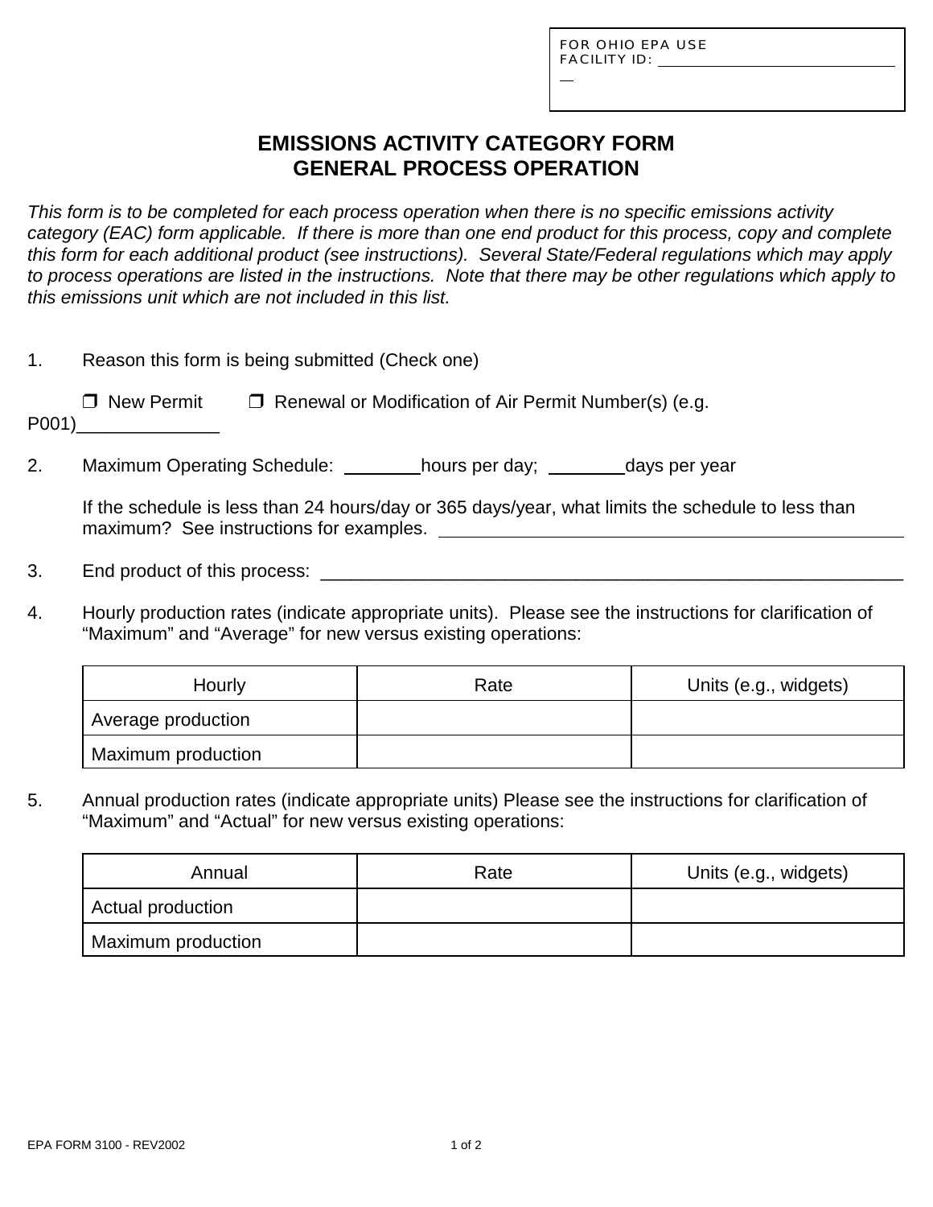FOR OHIO EPA USE
FACILITY ID: ______________________________

# EMISSIONS ACTIVITY CATEGORY FORM
# GENERAL PROCESS OPERATION

*This form is to be completed for each process operation when there is no specific emissions activity category (EAC) form applicable. If there is more than one end product for this process, copy and complete this form for each additional product (see instructions). Several State/Federal regulations which may apply to process operations are listed in the instructions. Note that there may be other regulations which apply to this emissions unit which are not included in this list.*

1. Reason this form is being submitted (Check one)

   ❒ New Permit ❒ Renewal or Modification of Air Permit Number(s) (e.g. P001)______________

2. Maximum Operating Schedule: ________hours per day; ________days per year

   If the schedule is less than 24 hours/day or 365 days/year, what limits the schedule to less than maximum? See instructions for examples. ________________________________________________

3. End product of this process: ____________________________________________________________

4. Hourly production rates (indicate appropriate units). Please see the instructions for clarification of "Maximum" and "Average" for new versus existing operations:

| Hourly | Rate | Units (e.g., widgets) |
|---|---|---|
| Average production | | |
| Maximum production | | |

5. Annual production rates (indicate appropriate units) Please see the instructions for clarification of "Maximum" and "Actual" for new versus existing operations:

| Annual | Rate | Units (e.g., widgets) |
|---|---|---|
| Actual production | | |
| Maximum production | | |

EPA FORM 3100 - REV2002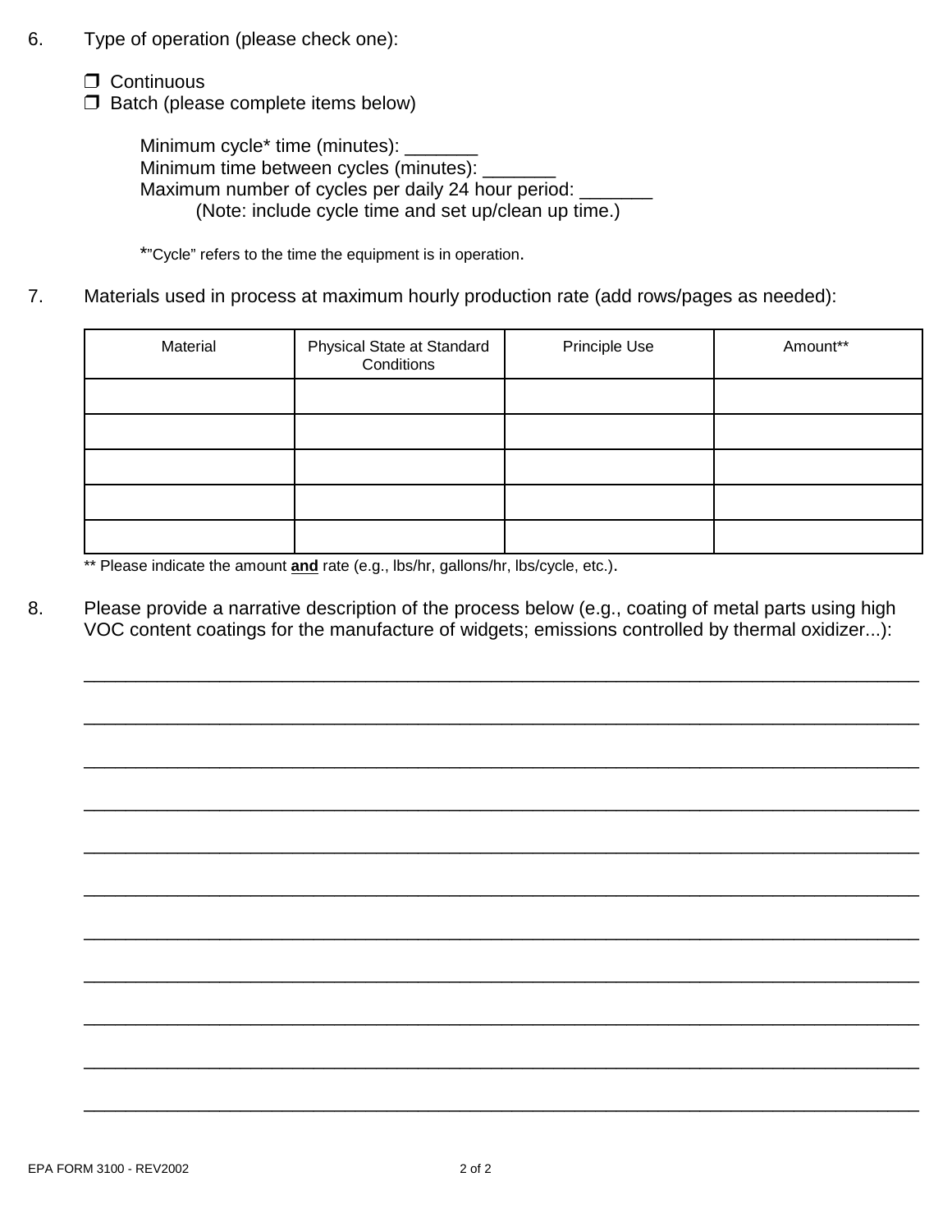6. Type of operation (please check one):

   ❒ Continuous
   ❒ Batch (please complete items below)

   Minimum cycle* time (minutes): _______
   Minimum time between cycles (minutes): _______
   Maximum number of cycles per daily 24 hour period: _______
   (Note: include cycle time and set up/clean up time.)

   *"Cycle" refers to the time the equipment is in operation.

7. Materials used in process at maximum hourly production rate (add rows/pages as needed):

| Material | Physical State at Standard Conditions | Principle Use | Amount** |
| --- | --- | --- | --- |
| | | | |
| | | | |
| | | | |
| | | | |
| | | | |

** Please indicate the amount **and** rate (e.g., lbs/hr, gallons/hr, lbs/cycle, etc.).

8. Please provide a narrative description of the process below (e.g., coating of metal parts using high VOC content coatings for the manufacture of widgets; emissions controlled by thermal oxidizer...):

_______________________________________________________________________________

_______________________________________________________________________________

_______________________________________________________________________________

_______________________________________________________________________________

_______________________________________________________________________________

_______________________________________________________________________________

_______________________________________________________________________________

_______________________________________________________________________________

_______________________________________________________________________________

_______________________________________________________________________________

_______________________________________________________________________________

EPA FORM 3100 - REV2002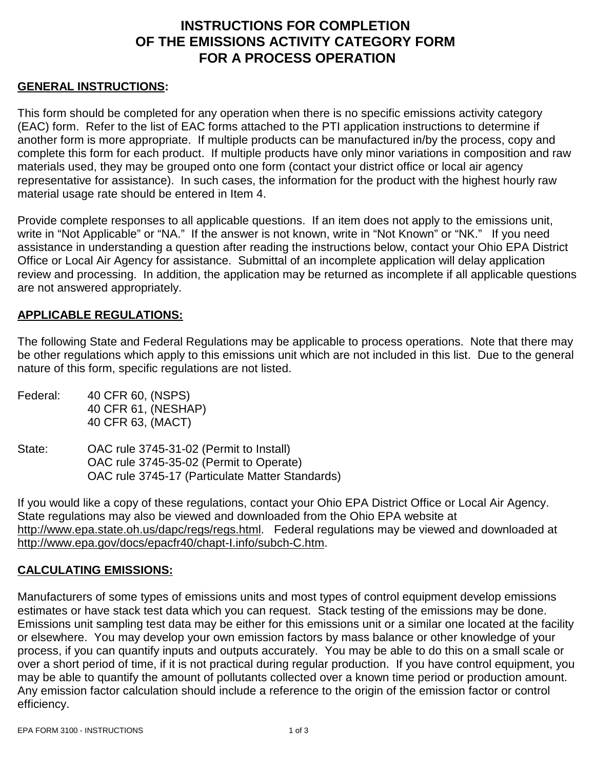# INSTRUCTIONS FOR COMPLETION OF THE EMISSIONS ACTIVITY CATEGORY FORM FOR A PROCESS OPERATION

**GENERAL INSTRUCTIONS:**

This form should be completed for any operation when there is no specific emissions activity category (EAC) form. Refer to the list of EAC forms attached to the PTI application instructions to determine if another form is more appropriate. If multiple products can be manufactured in/by the process, copy and complete this form for each product. If multiple products have only minor variations in composition and raw materials used, they may be grouped onto one form (contact your district office or local air agency representative for assistance). In such cases, the information for the product with the highest hourly raw material usage rate should be entered in Item 4.

Provide complete responses to all applicable questions. If an item does not apply to the emissions unit, write in "Not Applicable" or "NA." If the answer is not known, write in "Not Known" or "NK." If you need assistance in understanding a question after reading the instructions below, contact your Ohio EPA District Office or Local Air Agency for assistance. Submittal of an incomplete application will delay application review and processing. In addition, the application may be returned as incomplete if all applicable questions are not answered appropriately.

**APPLICABLE REGULATIONS:**

The following State and Federal Regulations may be applicable to process operations. Note that there may be other regulations which apply to this emissions unit which are not included in this list. Due to the general nature of this form, specific regulations are not listed.

Federal:
- 40 CFR 60, (NSPS)
- 40 CFR 61, (NESHAP)
- 40 CFR 63, (MACT)

State:
- OAC rule 3745-31-02 (Permit to Install)
- OAC rule 3745-35-02 (Permit to Operate)
- OAC rule 3745-17 (Particulate Matter Standards)

If you would like a copy of these regulations, contact your Ohio EPA District Office or Local Air Agency. State regulations may also be viewed and downloaded from the Ohio EPA website at http://www.epa.state.oh.us/dapc/regs/regs.html. Federal regulations may be viewed and downloaded at http://www.epa.gov/docs/epacfr40/chapt-I.info/subch-C.htm.

**CALCULATING EMISSIONS:**

Manufacturers of some types of emissions units and most types of control equipment develop emissions estimates or have stack test data which you can request. Stack testing of the emissions may be done. Emissions unit sampling test data may be either for this emissions unit or a similar one located at the facility or elsewhere. You may develop your own emission factors by mass balance or other knowledge of your process, if you can quantify inputs and outputs accurately. You may be able to do this on a small scale or over a short period of time, if it is not practical during regular production. If you have control equipment, you may be able to quantify the amount of pollutants collected over a known time period or production amount. Any emission factor calculation should include a reference to the origin of the emission factor or control efficiency.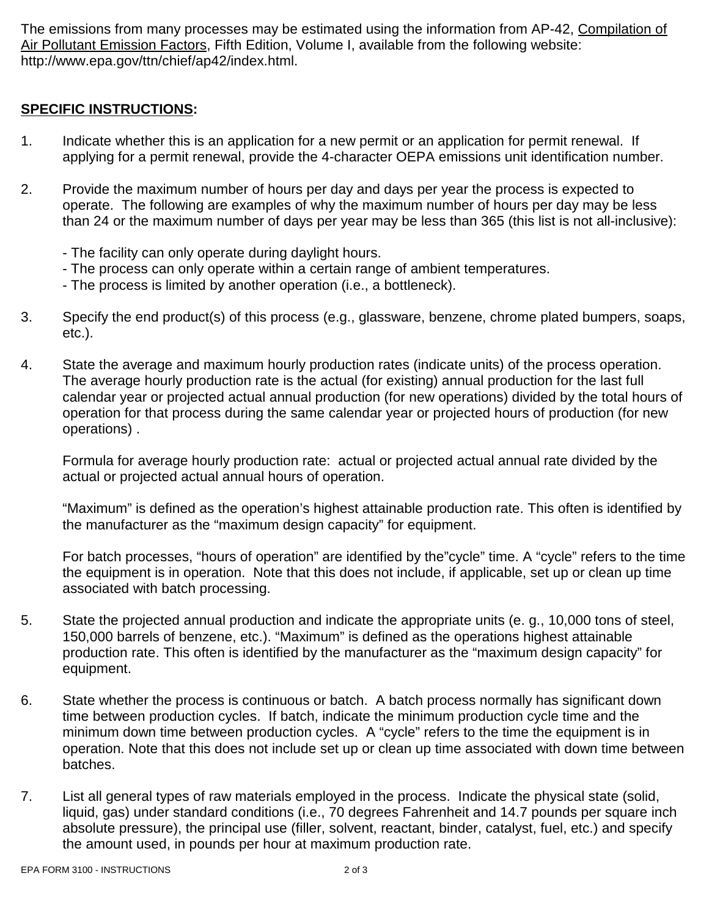The emissions from many processes may be estimated using the information from AP-42, Compilation of Air Pollutant Emission Factors, Fifth Edition, Volume I, available from the following website: http://www.epa.gov/ttn/chief/ap42/index.html.

**SPECIFIC INSTRUCTIONS:**

1. Indicate whether this is an application for a new permit or an application for permit renewal. If applying for a permit renewal, provide the 4-character OEPA emissions unit identification number.

2. Provide the maximum number of hours per day and days per year the process is expected to operate. The following are examples of why the maximum number of hours per day may be less than 24 or the maximum number of days per year may be less than 365 (this list is not all-inclusive):

   - The facility can only operate during daylight hours.
   - The process can only operate within a certain range of ambient temperatures.
   - The process is limited by another operation (i.e., a bottleneck).

3. Specify the end product(s) of this process (e.g., glassware, benzene, chrome plated bumpers, soaps, etc.).

4. State the average and maximum hourly production rates (indicate units) of the process operation. The average hourly production rate is the actual (for existing) annual production for the last full calendar year or projected actual annual production (for new operations) divided by the total hours of operation for that process during the same calendar year or projected hours of production (for new operations) .

   Formula for average hourly production rate: actual or projected actual annual rate divided by the actual or projected actual annual hours of operation.

   "Maximum" is defined as the operation's highest attainable production rate. This often is identified by the manufacturer as the "maximum design capacity" for equipment.

   For batch processes, "hours of operation" are identified by the"cycle" time. A "cycle" refers to the time the equipment is in operation. Note that this does not include, if applicable, set up or clean up time associated with batch processing.

5. State the projected annual production and indicate the appropriate units (e. g., 10,000 tons of steel, 150,000 barrels of benzene, etc.). "Maximum" is defined as the operations highest attainable production rate. This often is identified by the manufacturer as the "maximum design capacity" for equipment.

6. State whether the process is continuous or batch. A batch process normally has significant down time between production cycles. If batch, indicate the minimum production cycle time and the minimum down time between production cycles. A "cycle" refers to the time the equipment is in operation. Note that this does not include set up or clean up time associated with down time between batches.

7. List all general types of raw materials employed in the process. Indicate the physical state (solid, liquid, gas) under standard conditions (i.e., 70 degrees Fahrenheit and 14.7 pounds per square inch absolute pressure), the principal use (filler, solvent, reactant, binder, catalyst, fuel, etc.) and specify the amount used, in pounds per hour at maximum production rate.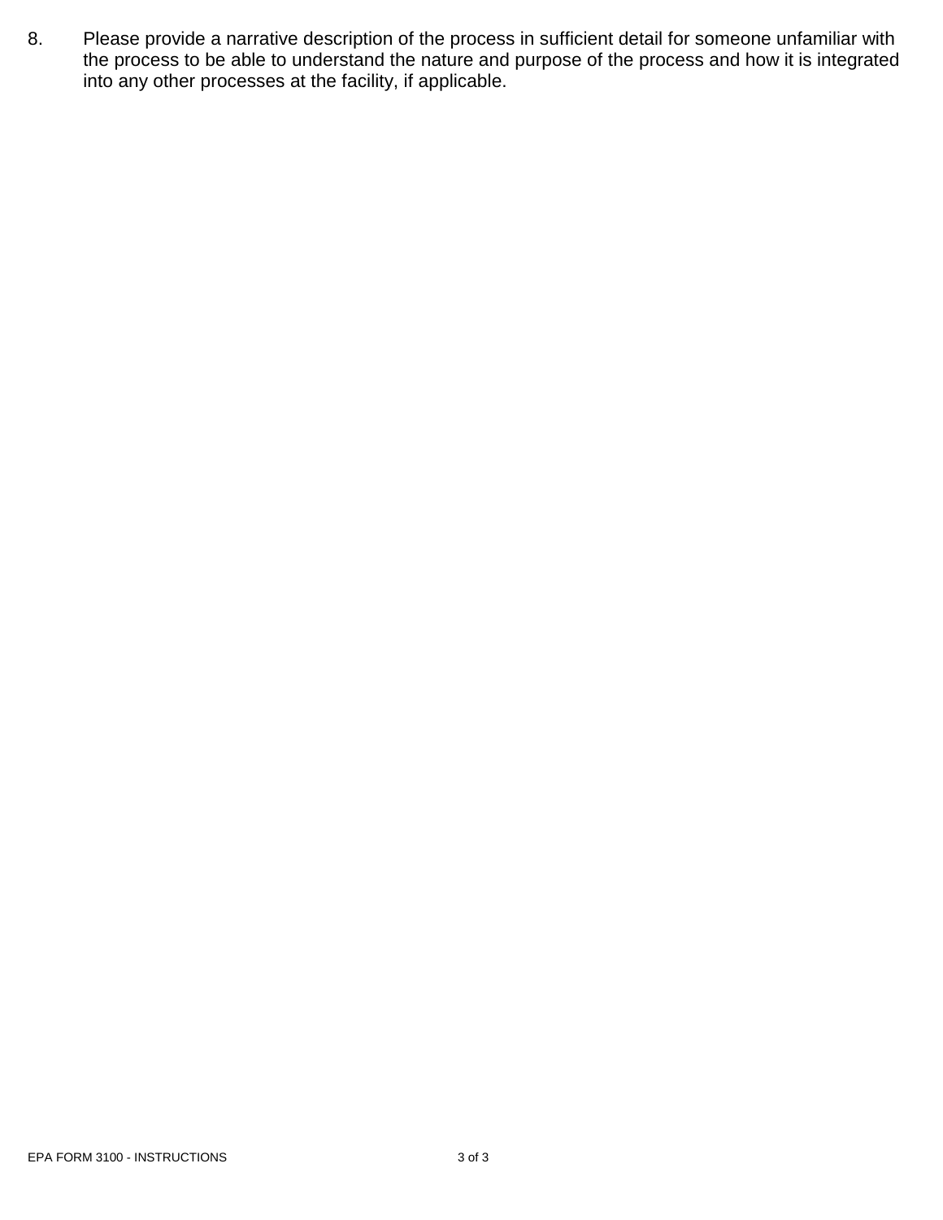8. Please provide a narrative description of the process in sufficient detail for someone unfamiliar with the process to be able to understand the nature and purpose of the process and how it is integrated into any other processes at the facility, if applicable.